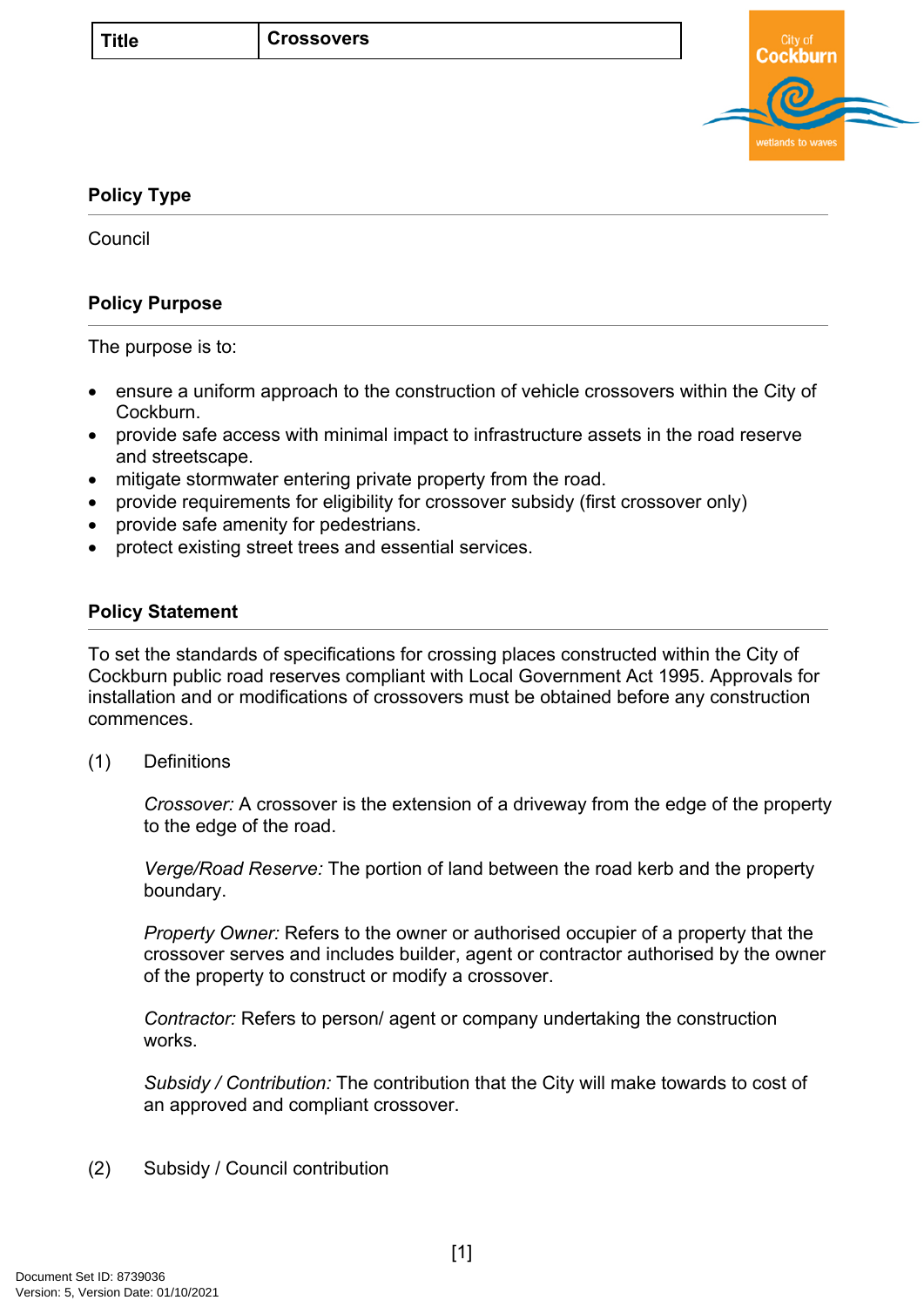| Title | Crossovers |
|---|---|

## Policy Type

Council

## Policy Purpose

The purpose is to:

- ensure a uniform approach to the construction of vehicle crossovers within the City of Cockburn.
- provide safe access with minimal impact to infrastructure assets in the road reserve and streetscape.
- mitigate stormwater entering private property from the road.
- provide requirements for eligibility for crossover subsidy (first crossover only)
- provide safe amenity for pedestrians.
- protect existing street trees and essential services.

## Policy Statement

To set the standards of specifications for crossing places constructed within the City of Cockburn public road reserves compliant with Local Government Act 1995. Approvals for installation and or modifications of crossovers must be obtained before any construction commences.

(1) Definitions

*Crossover:* A crossover is the extension of a driveway from the edge of the property to the edge of the road.

*Verge/Road Reserve:* The portion of land between the road kerb and the property boundary.

*Property Owner:* Refers to the owner or authorised occupier of a property that the crossover serves and includes builder, agent or contractor authorised by the owner of the property to construct or modify a crossover.

*Contractor:* Refers to person/ agent or company undertaking the construction works.

*Subsidy / Contribution:* The contribution that the City will make towards to cost of an approved and compliant crossover.

(2) Subsidy / Council contribution

Document Set ID: 8739036
Version: 5, Version Date: 01/10/2021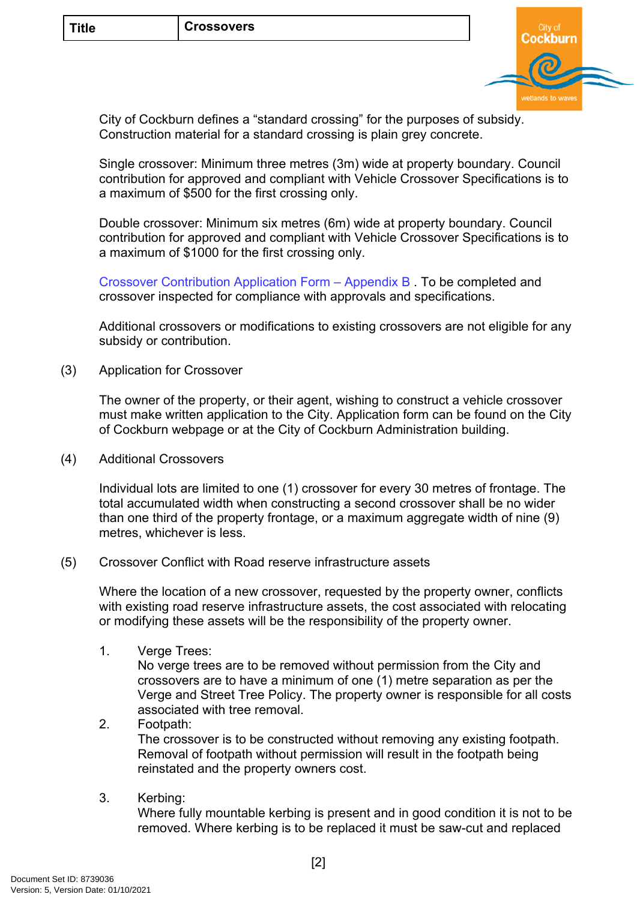City of Cockburn defines a "standard crossing" for the purposes of subsidy. Construction material for a standard crossing is plain grey concrete.

Single crossover: Minimum three metres (3m) wide at property boundary. Council contribution for approved and compliant with Vehicle Crossover Specifications is to a maximum of $500 for the first crossing only.

Double crossover: Minimum six metres (6m) wide at property boundary. Council contribution for approved and compliant with Vehicle Crossover Specifications is to a maximum of $1000 for the first crossing only.

Crossover Contribution Application Form – Appendix B . To be completed and crossover inspected for compliance with approvals and specifications.

Additional crossovers or modifications to existing crossovers are not eligible for any subsidy or contribution.

(3) Application for Crossover

The owner of the property, or their agent, wishing to construct a vehicle crossover must make written application to the City. Application form can be found on the City of Cockburn webpage or at the City of Cockburn Administration building.

(4) Additional Crossovers

Individual lots are limited to one (1) crossover for every 30 metres of frontage. The total accumulated width when constructing a second crossover shall be no wider than one third of the property frontage, or a maximum aggregate width of nine (9) metres, whichever is less.

(5) Crossover Conflict with Road reserve infrastructure assets

Where the location of a new crossover, requested by the property owner, conflicts with existing road reserve infrastructure assets, the cost associated with relocating or modifying these assets will be the responsibility of the property owner.

1. Verge Trees:
   No verge trees are to be removed without permission from the City and crossovers are to have a minimum of one (1) metre separation as per the Verge and Street Tree Policy. The property owner is responsible for all costs associated with tree removal.
2. Footpath:
   The crossover is to be constructed without removing any existing footpath. Removal of footpath without permission will result in the footpath being reinstated and the property owners cost.
3. Kerbing:
   Where fully mountable kerbing is present and in good condition it is not to be removed. Where kerbing is to be replaced it must be saw-cut and replaced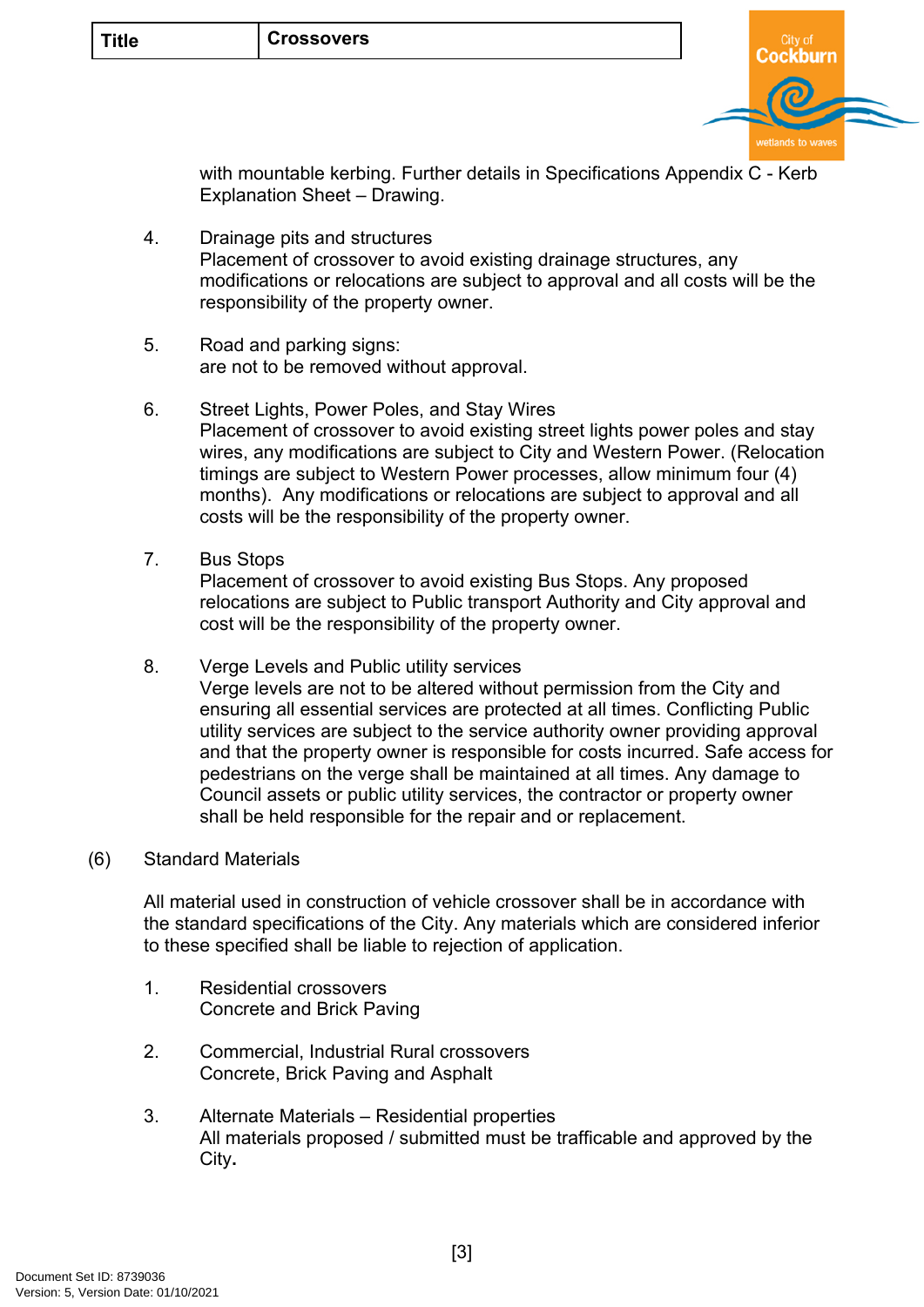with mountable kerbing. Further details in Specifications Appendix C - Kerb Explanation Sheet – Drawing.

4. Drainage pits and structures
   Placement of crossover to avoid existing drainage structures, any modifications or relocations are subject to approval and all costs will be the responsibility of the property owner.

5. Road and parking signs:
   are not to be removed without approval.

6. Street Lights, Power Poles, and Stay Wires
   Placement of crossover to avoid existing street lights power poles and stay wires, any modifications are subject to City and Western Power. (Relocation timings are subject to Western Power processes, allow minimum four (4) months). Any modifications or relocations are subject to approval and all costs will be the responsibility of the property owner.

7. Bus Stops
   Placement of crossover to avoid existing Bus Stops. Any proposed relocations are subject to Public transport Authority and City approval and cost will be the responsibility of the property owner.

8. Verge Levels and Public utility services
   Verge levels are not to be altered without permission from the City and ensuring all essential services are protected at all times. Conflicting Public utility services are subject to the service authority owner providing approval and that the property owner is responsible for costs incurred. Safe access for pedestrians on the verge shall be maintained at all times. Any damage to Council assets or public utility services, the contractor or property owner shall be held responsible for the repair and or replacement.

(6) Standard Materials

All material used in construction of vehicle crossover shall be in accordance with the standard specifications of the City. Any materials which are considered inferior to these specified shall be liable to rejection of application.

1. Residential crossovers
   Concrete and Brick Paving

2. Commercial, Industrial Rural crossovers
   Concrete, Brick Paving and Asphalt

3. Alternate Materials – Residential properties
   All materials proposed / submitted must be trafficable and approved by the City**.**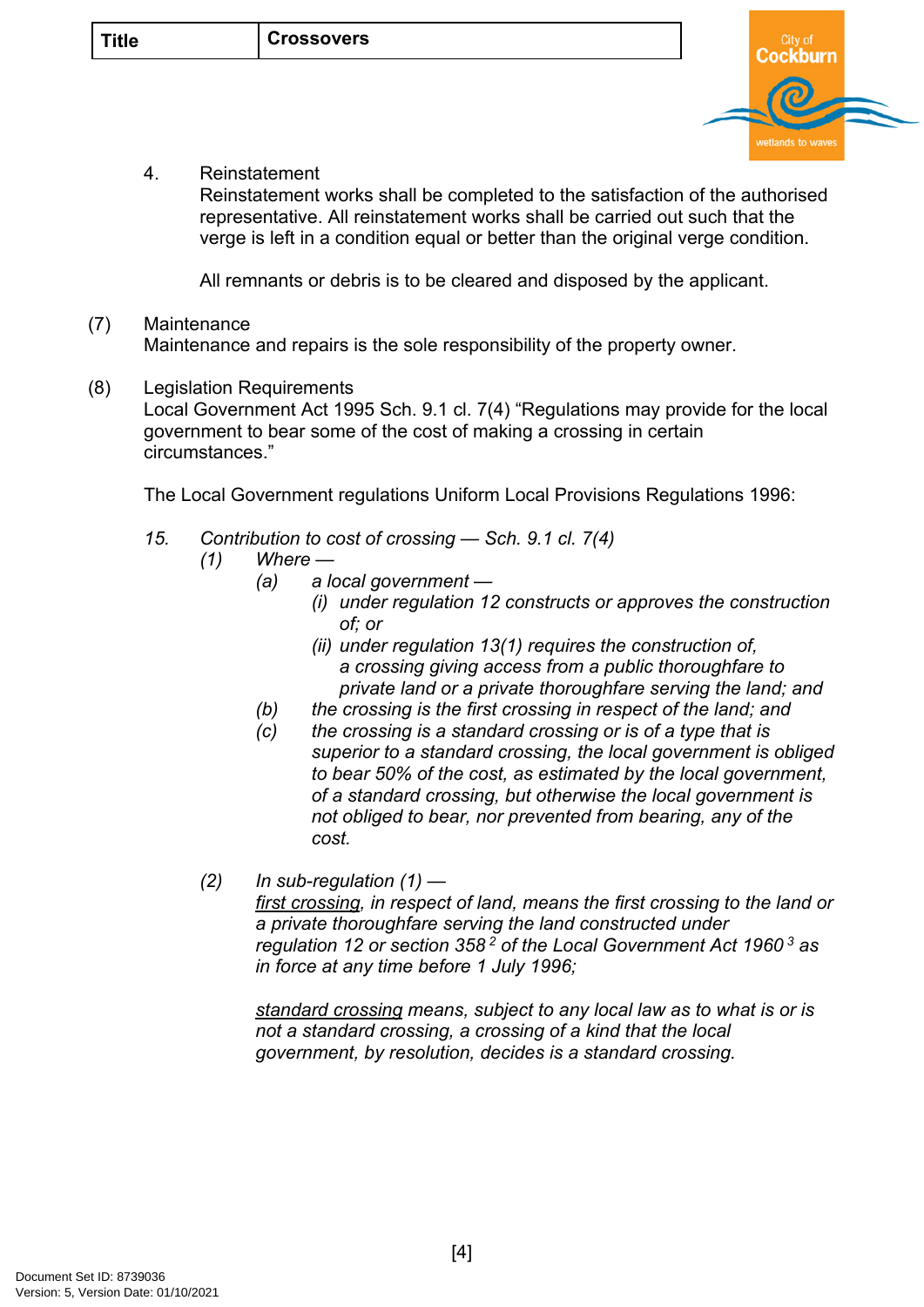4. Reinstatement
   Reinstatement works shall be completed to the satisfaction of the authorised representative. All reinstatement works shall be carried out such that the verge is left in a condition equal or better than the original verge condition.

   All remnants or debris is to be cleared and disposed by the applicant.

(7) Maintenance
Maintenance and repairs is the sole responsibility of the property owner.

(8) Legislation Requirements
Local Government Act 1995 Sch. 9.1 cl. 7(4) "Regulations may provide for the local government to bear some of the cost of making a crossing in certain circumstances."

The Local Government regulations Uniform Local Provisions Regulations 1996:

*15. Contribution to cost of crossing — Sch. 9.1 cl. 7(4)*

*(1) Where —*

*(a) a local government —*

*(i) under regulation 12 constructs or approves the construction of; or*

*(ii) under regulation 13(1) requires the construction of,*

*a crossing giving access from a public thoroughfare to private land or a private thoroughfare serving the land; and*

*(b) the crossing is the first crossing in respect of the land; and*

*(c) the crossing is a standard crossing or is of a type that is superior to a standard crossing, the local government is obliged to bear 50% of the cost, as estimated by the local government, of a standard crossing, but otherwise the local government is not obliged to bear, nor prevented from bearing, any of the cost.*

*(2) In sub-regulation (1) —*

*first crossing, in respect of land, means the first crossing to the land or a private thoroughfare serving the land constructed under regulation 12 or section 358[2] of the Local Government Act 1960[3] as in force at any time before 1 July 1996;*

*standard crossing means, subject to any local law as to what is or is not a standard crossing, a crossing of a kind that the local government, by resolution, decides is a standard crossing.*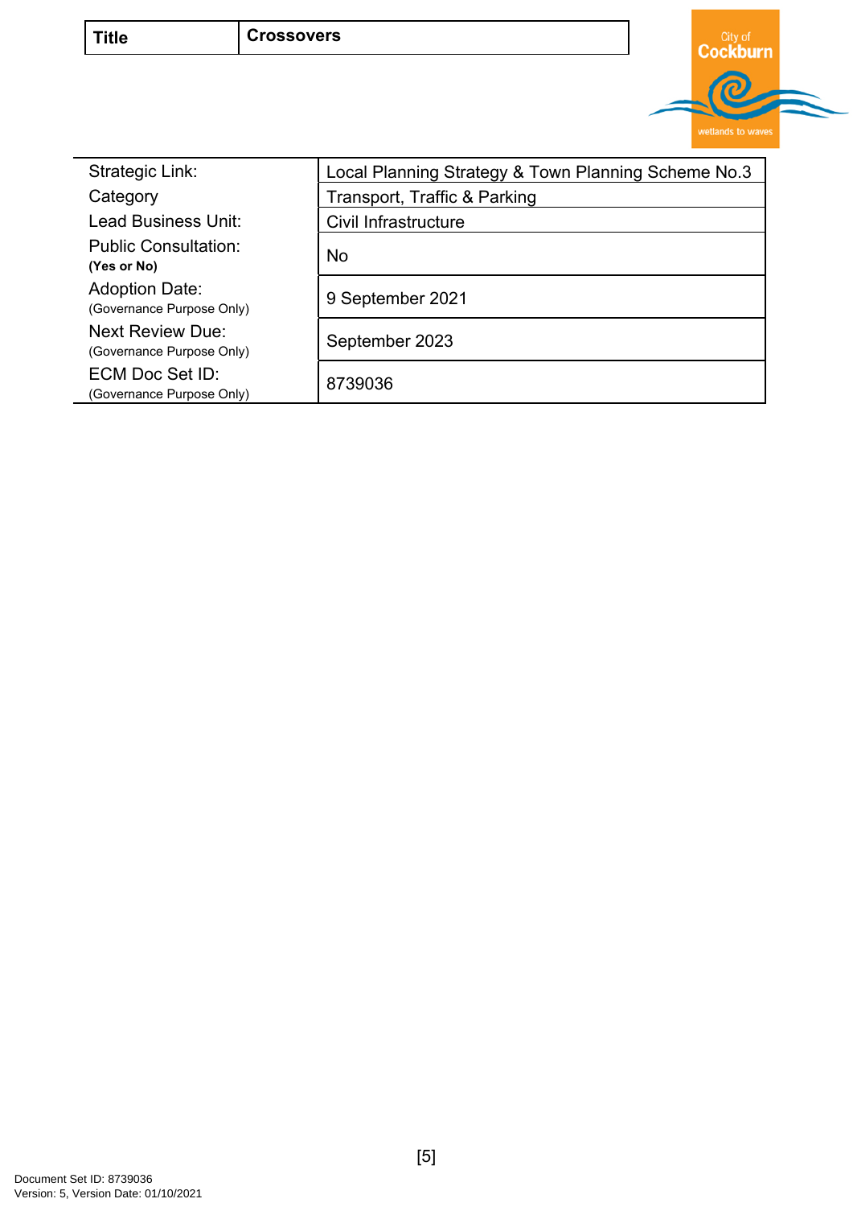| | |
|---|---|
| **Title** | **Crossovers** |

| | |
|---|---|
| Strategic Link: | Local Planning Strategy & Town Planning Scheme No.3 |
| Category | Transport, Traffic & Parking |
| Lead Business Unit: | Civil Infrastructure |
| Public Consultation: **(Yes or No)** | No |
| Adoption Date: (Governance Purpose Only) | 9 September 2021 |
| Next Review Due: (Governance Purpose Only) | September 2023 |
| ECM Doc Set ID: (Governance Purpose Only) | 8739036 |